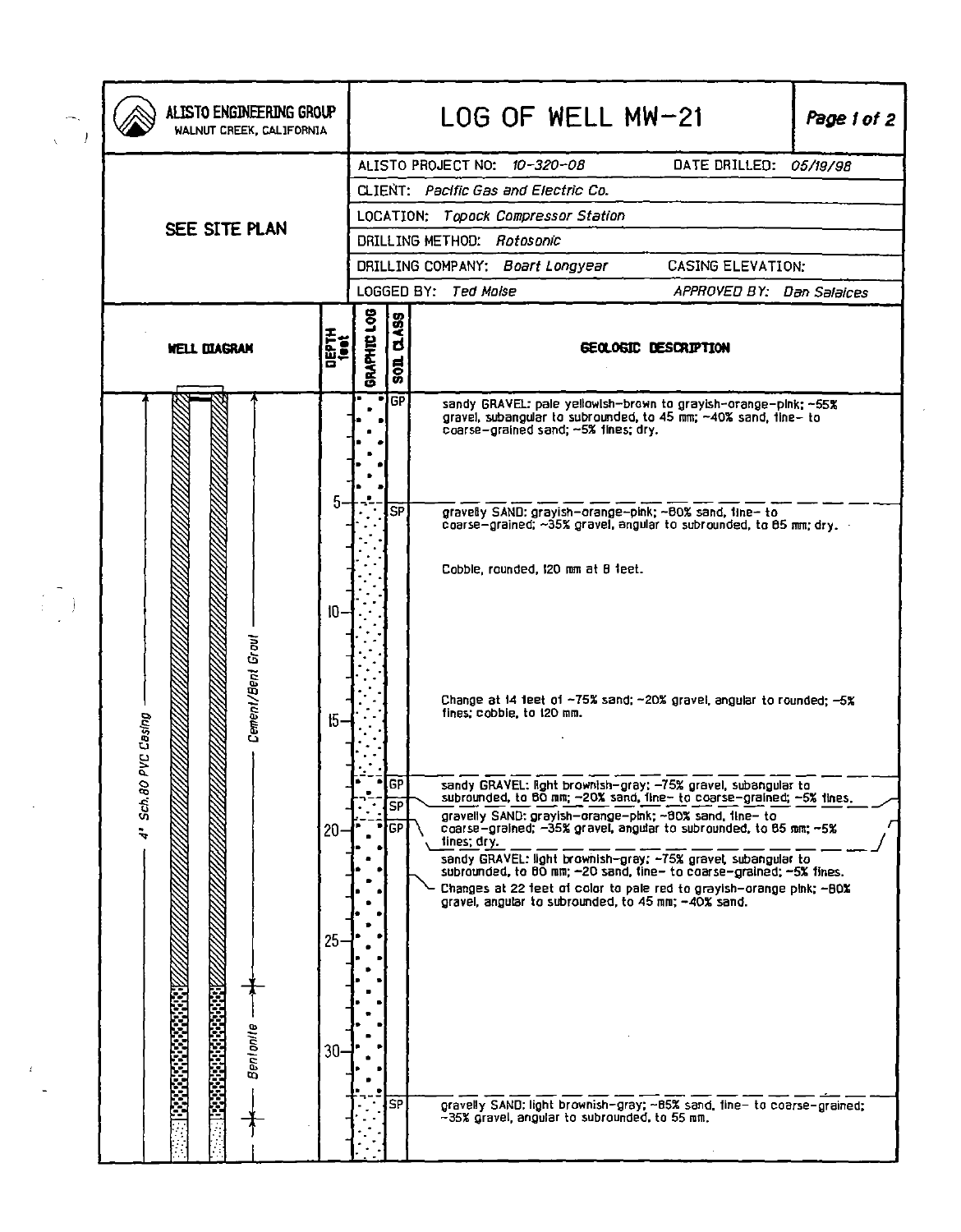# LOG OF WELL MW-21

**ALISTO ENGINEERING GROUP**
WALNUT CREEK, CALIFORNIA

| | |
|---|---|
| ALISTO PROJECT NO: *10-320-08* | DATE DRILLED: *05/19/98* |
| CLIENT: *Pacific Gas and Electric Co.* | |
| LOCATION: *Topock Compressor Station* | |
| DRILLING METHOD: *Rotosonic* | |
| DRILLING COMPANY: *Boart Longyear* | CASING ELEVATION: |
| LOGGED BY: *Ted Moise* | APPROVED BY: *Dan Salaices* |

**SEE SITE PLAN**

**WELL DIAGRAM:** 4" Sch.80 PVC Casing; Cement/Bent Grout (0 to ~27 feet); Bentonite (~27 to ~33 feet)

| DEPTH (feet) | SOIL CLASS | GEOLOGIC DESCRIPTION |
|---|---|---|
| 0–5 | GP | sandy GRAVEL: pale yellowish-brown to grayish-orange-pink; ~55% gravel, subangular to subrounded, to 45 mm; ~40% sand, fine- to coarse-grained sand; ~5% fines; dry. |
| 5–18 | SP | gravelly SAND: grayish-orange-pink; ~60% sand, fine- to coarse-grained; ~35% gravel, angular to subrounded, to 65 mm; dry. |
| | | Cobble, rounded, 120 mm at 8 feet. |
| | | Change at 14 feet of ~75% sand; ~20% gravel, angular to rounded; ~5% fines; cobble, to 120 mm. |
| 18–19 | GP | sandy GRAVEL: light brownish-gray; ~75% gravel, subangular to subrounded, to 60 mm; ~20% sand, fine- to coarse-grained; ~5% fines. |
| 19–20 | SP | gravelly SAND: grayish-orange-pink; ~60% sand, fine- to coarse-grained; ~35% gravel, angular to subrounded, to 65 mm; ~5% fines; dry. |
| 20–32 | GP | sandy GRAVEL: light brownish-gray; ~75% gravel, subangular to subrounded, to 60 mm; ~20 sand, fine- to coarse-grained; ~5% fines. |
| | | Changes at 22 feet of color to pale red to grayish-orange pink; ~60% gravel, angular to subrounded, to 45 mm; ~40% sand. |
| 32– | SP | gravelly SAND: light brownish-gray; ~65% sand, fine- to coarse-grained; ~35% gravel, angular to subrounded, to 55 mm. |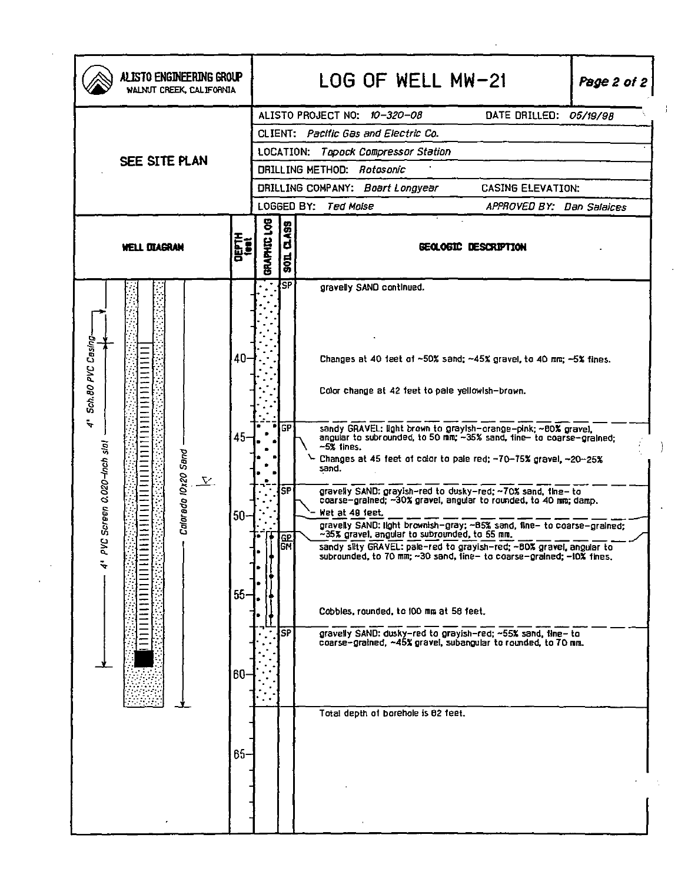# ALISTO ENGINEERING GROUP
WALNUT CREEK, CALIFORNIA

## LOG OF WELL MW-21

SEE SITE PLAN

| | |
|---|---|
| ALISTO PROJECT NO: *10-320-08* | DATE DRILLED: *05/19/98* |
| CLIENT: *Pacific Gas and Electric Co.* | |
| LOCATION: *Topock Compressor Station* | |
| DRILLING METHOD: *Rotosonic* | |
| DRILLING COMPANY: *Boart Longyear* | CASING ELEVATION: |
| LOGGED BY: *Ted Moise* | APPROVED BY: *Dan Salaices* |

**WELL DIAGRAM**

4" Sch.80 PVC Casing

4" PVC Screen 0.020-inch slot

Colorado 10x20 Sand

| DEPTH feet | SOIL CLASS | GEOLOGIC DESCRIPTION |
|---|---|---|
| | SP | gravelly SAND continued. |
| 40 | | Changes at 40 feet of ~50% sand; ~45% gravel, to 40 mm; ~5% fines. |
| | | Color change at 42 feet to pale yellowish-brown. |
| 45 | GP | sandy GRAVEL: light brown to grayish-orange-pink; ~60% gravel, angular to subrounded, to 50 mm; ~35% sand, fine- to coarse-grained; ~5% fines. |
| | | Changes at 45 feet of color to pale red; ~70-75% gravel, ~20-25% sand. |
| | SP | gravelly SAND: grayish-red to dusky-red; ~70% sand, fine- to coarse-grained; ~30% gravel, angular to rounded, to 40 mm; damp. |
| 50 | | Wet at 48 feet. |
| | | gravelly SAND: light brownish-gray; ~65% sand, fine- to coarse-grained; ~35% gravel, angular to subrounded, to 55 mm. |
| | GP GM | sandy silty GRAVEL: pale-red to grayish-red; ~60% gravel, angular to subrounded, to 70 mm; ~30 sand, fine- to coarse-grained; ~10% fines. |
| 55 | | Cobbles, rounded, to 100 mm at 56 feet. |
| | SP | gravelly SAND: dusky-red to grayish-red; ~55% sand, fine- to coarse-grained, ~45% gravel, subangular to rounded, to 70 mm. |
| 60 | | |
| | | Total depth of borehole is 62 feet. |
| 65 | | |